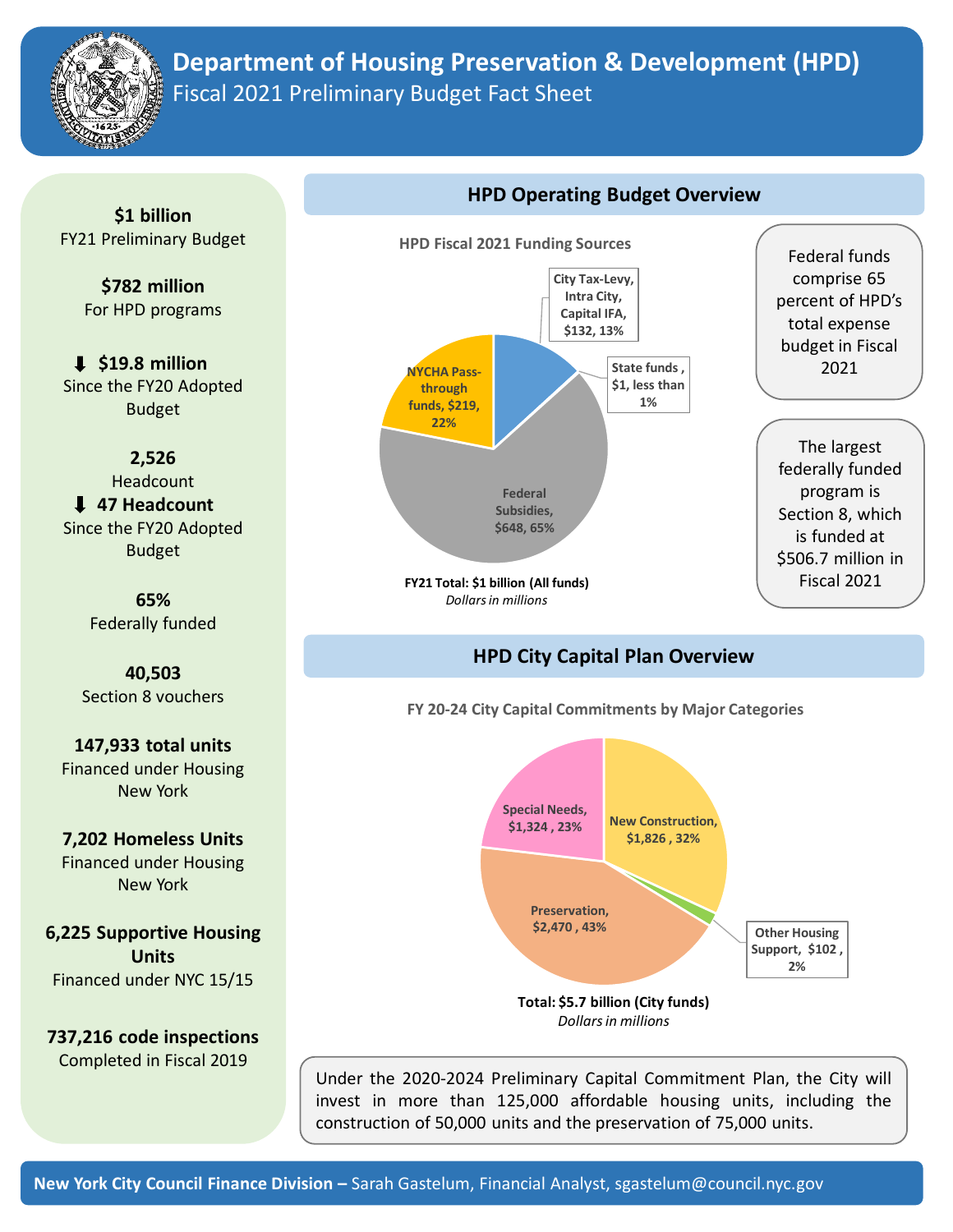# Department of Housing Preservation & Development (HPD)

## Fiscal 2021 Preliminary Budget Fact Sheet

**$1 billion**
FY21 Preliminary Budget

**$782 million**
For HPD programs

⬇ **$19.8 million**
Since the FY20 Adopted Budget

**2,526**
Headcount
⬇ **47 Headcount**
Since the FY20 Adopted Budget

**65%**
Federally funded

**40,503**
Section 8 vouchers

**147,933 total units**
Financed under Housing New York

**7,202 Homeless Units**
Financed under Housing New York

**6,225 Supportive Housing Units**
Financed under NYC 15/15

**737,216 code inspections**
Completed in Fiscal 2019

## HPD Operating Budget Overview

**HPD Fiscal 2021 Funding Sources**

| Funding Source | Amount | Percent |
|---|---|---|
| Federal Subsidies | $648 | 65% |
| NYCHA Pass-through funds | $219 | 22% |
| City Tax-Levy, Intra City, Capital IFA | $132 | 13% |
| State funds | $1 | less than 1% |

**FY21 Total: $1 billion (All funds)**
*Dollars in millions*

Federal funds comprise 65 percent of HPD's total expense budget in Fiscal 2021

The largest federally funded program is Section 8, which is funded at $506.7 million in Fiscal 2021

## HPD City Capital Plan Overview

**FY 20-24 City Capital Commitments by Major Categories**

| Category | Amount | Percent |
|---|---|---|
| New Construction | $1,826 | 32% |
| Other Housing Support | $102 | 2% |
| Preservation | $2,470 | 43% |
| Special Needs | $1,324 | 23% |

**Total: $5.7 billion (City funds)**
*Dollars in millions*

Under the 2020-2024 Preliminary Capital Commitment Plan, the City will invest in more than 125,000 affordable housing units, including the construction of 50,000 units and the preservation of 75,000 units.

**New York City Council Finance Division –** Sarah Gastelum, Financial Analyst, sgastelum@council.nyc.gov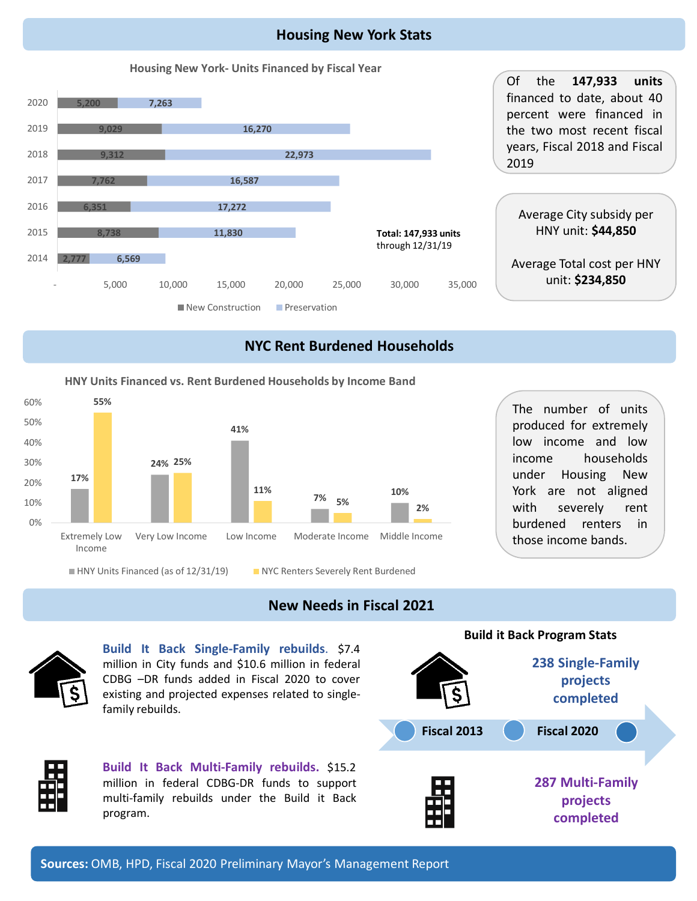## Housing New York Stats

Housing New York- Units Financed by Fiscal Year

2020: 5,200 | 7,263
2019: 9,029 | 16,270
2018: 9,312 | 22,973
2017: 7,762 | 16,587
2016: 6,351 | 17,272
2015: 8,738 | 11,830
2014: 2,777 | 6,569

- 5,000 10,000 15,000 20,000 25,000 30,000 35,000

New Construction
Preservation

**Total: 147,933 units** through 12/31/19

Of the **147,933 units** financed to date, about 40 percent were financed in the two most recent fiscal years, Fiscal 2018 and Fiscal 2019

Average City subsidy per HNY unit: **$44,850**

Average Total cost per HNY unit: **$234,850**

## NYC Rent Burdened Households

HNY Units Financed vs. Rent Burdened Households by Income Band

60% 50% 40% 30% 20% 10% 0%

Extremely Low Income: 17% | 55%
Very Low Income: 24% | 25%
Low Income: 41% | 11%
Moderate Income: 7% | 5%
Middle Income: 10% | 2%

HNY Units Financed (as of 12/31/19)
NYC Renters Severely Rent Burdened

The number of units produced for extremely low income and low income households under Housing New York are not aligned with severely rent burdened renters in those income bands.

## New Needs in Fiscal 2021

**Build It Back Single-Family rebuilds.** $7.4 million in City funds and $10.6 million in federal CDBG –DR funds added in Fiscal 2020 to cover existing and projected expenses related to single-family rebuilds.

**Build It Back Multi-Family rebuilds.** $15.2 million in federal CDBG-DR funds to support multi-family rebuilds under the Build it Back program.

**Build it Back Program Stats**

**238 Single-Family projects completed**

Fiscal 2013 Fiscal 2020

**287 Multi-Family projects completed**

**Sources:** OMB, HPD, Fiscal 2020 Preliminary Mayor's Management Report